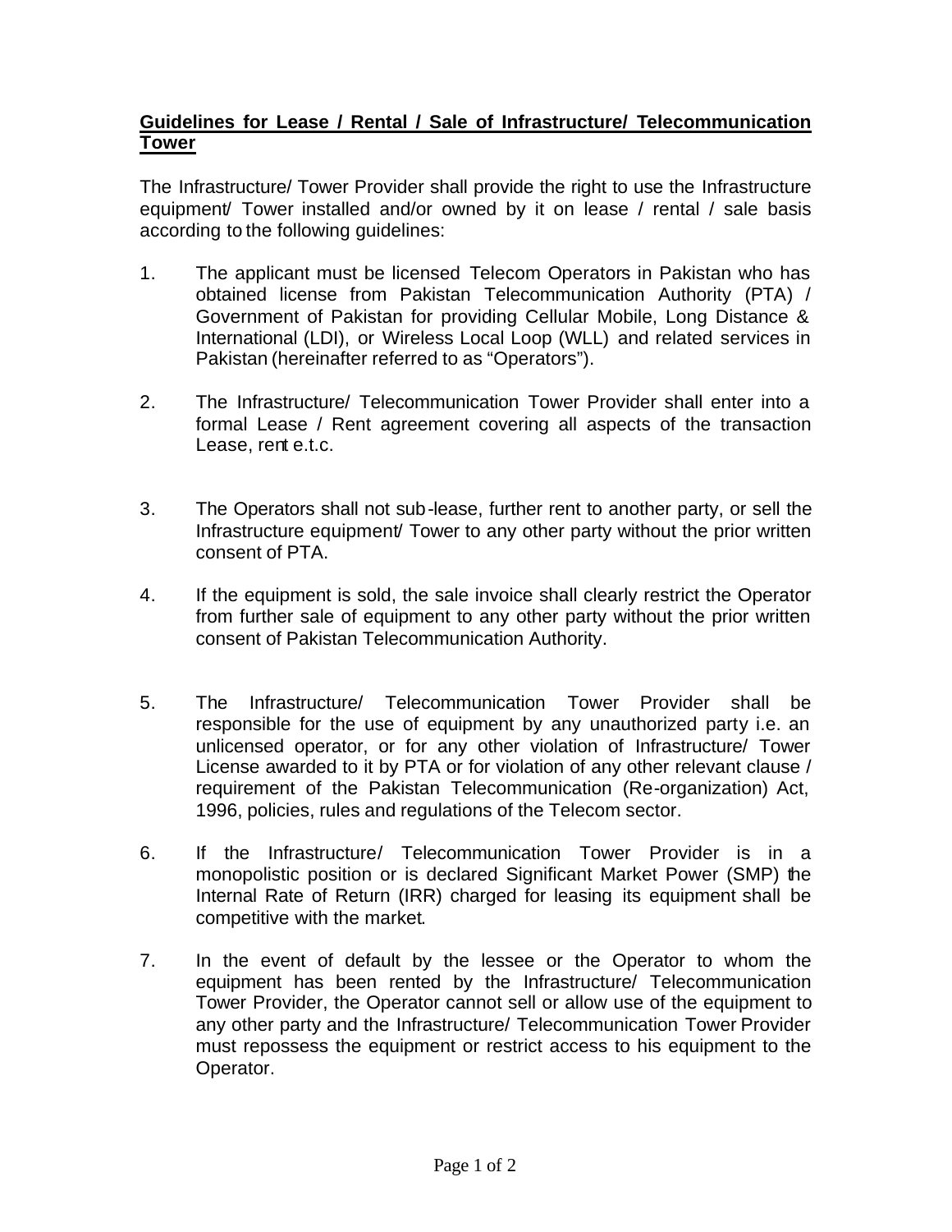## **Guidelines for Lease / Rental / Sale of Infrastructure/ Telecommunication Tower**

The Infrastructure/ Tower Provider shall provide the right to use the Infrastructure equipment/ Tower installed and/or owned by it on lease / rental / sale basis according to the following guidelines:

1. The applicant must be licensed Telecom Operators in Pakistan who has obtained license from Pakistan Telecommunication Authority (PTA) / Government of Pakistan for providing Cellular Mobile, Long Distance & International (LDI), or Wireless Local Loop (WLL) and related services in Pakistan (hereinafter referred to as "Operators").

2. The Infrastructure/ Telecommunication Tower Provider shall enter into a formal Lease / Rent agreement covering all aspects of the transaction Lease, rent e.t.c.

3. The Operators shall not sub-lease, further rent to another party, or sell the Infrastructure equipment/ Tower to any other party without the prior written consent of PTA.

4. If the equipment is sold, the sale invoice shall clearly restrict the Operator from further sale of equipment to any other party without the prior written consent of Pakistan Telecommunication Authority.

5. The Infrastructure/ Telecommunication Tower Provider shall be responsible for the use of equipment by any unauthorized party i.e. an unlicensed operator, or for any other violation of Infrastructure/ Tower License awarded to it by PTA or for violation of any other relevant clause / requirement of the Pakistan Telecommunication (Re-organization) Act, 1996, policies, rules and regulations of the Telecom sector.

6. If the Infrastructure/ Telecommunication Tower Provider is in a monopolistic position or is declared Significant Market Power (SMP) the Internal Rate of Return (IRR) charged for leasing its equipment shall be competitive with the market.

7. In the event of default by the lessee or the Operator to whom the equipment has been rented by the Infrastructure/ Telecommunication Tower Provider, the Operator cannot sell or allow use of the equipment to any other party and the Infrastructure/ Telecommunication Tower Provider must repossess the equipment or restrict access to his equipment to the Operator.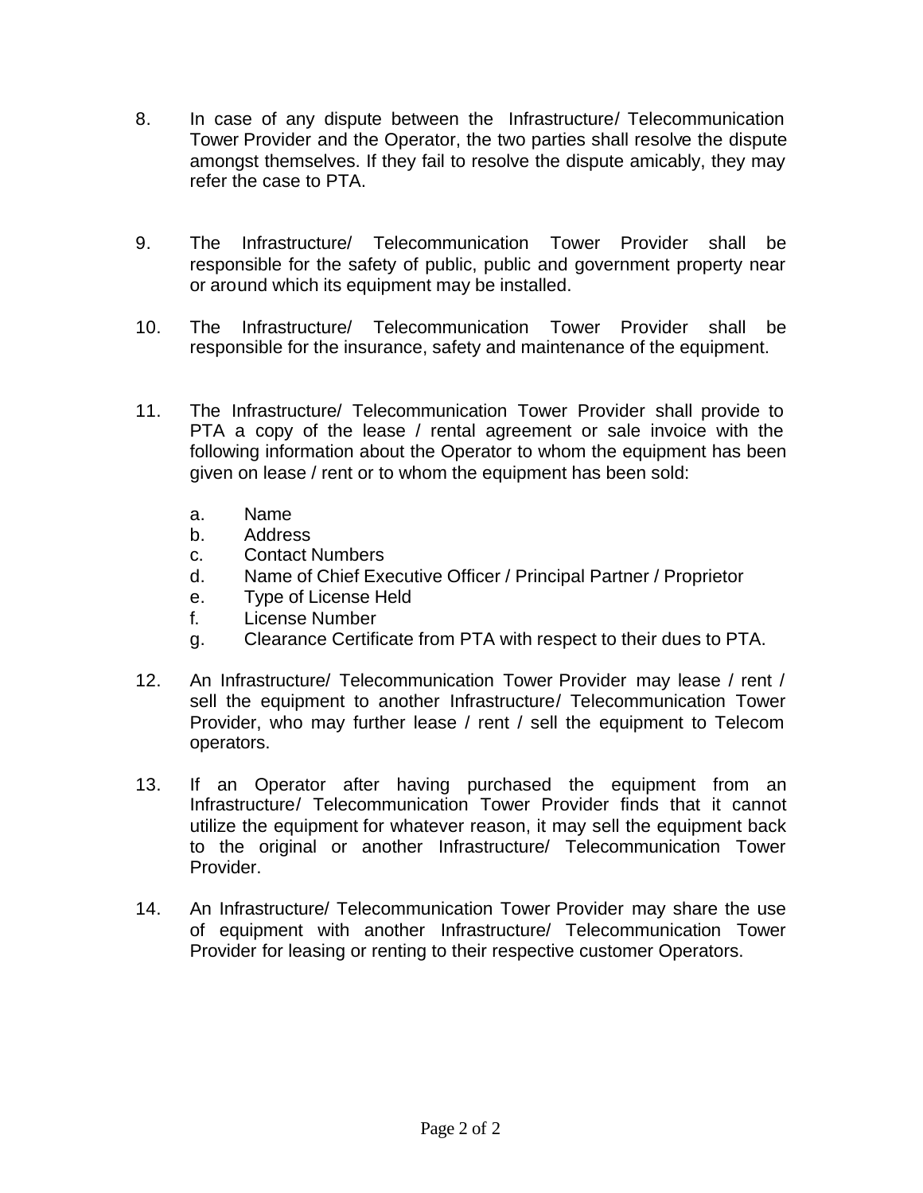8. In case of any dispute between the Infrastructure/ Telecommunication Tower Provider and the Operator, the two parties shall resolve the dispute amongst themselves. If they fail to resolve the dispute amicably, they may refer the case to PTA.

9. The Infrastructure/ Telecommunication Tower Provider shall be responsible for the safety of public, public and government property near or around which its equipment may be installed.

10. The Infrastructure/ Telecommunication Tower Provider shall be responsible for the insurance, safety and maintenance of the equipment.

11. The Infrastructure/ Telecommunication Tower Provider shall provide to PTA a copy of the lease / rental agreement or sale invoice with the following information about the Operator to whom the equipment has been given on lease / rent or to whom the equipment has been sold:

    a. Name
    b. Address
    c. Contact Numbers
    d. Name of Chief Executive Officer / Principal Partner / Proprietor
    e. Type of License Held
    f. License Number
    g. Clearance Certificate from PTA with respect to their dues to PTA.

12. An Infrastructure/ Telecommunication Tower Provider may lease / rent / sell the equipment to another Infrastructure/ Telecommunication Tower Provider, who may further lease / rent / sell the equipment to Telecom operators.

13. If an Operator after having purchased the equipment from an Infrastructure/ Telecommunication Tower Provider finds that it cannot utilize the equipment for whatever reason, it may sell the equipment back to the original or another Infrastructure/ Telecommunication Tower Provider.

14. An Infrastructure/ Telecommunication Tower Provider may share the use of equipment with another Infrastructure/ Telecommunication Tower Provider for leasing or renting to their respective customer Operators.